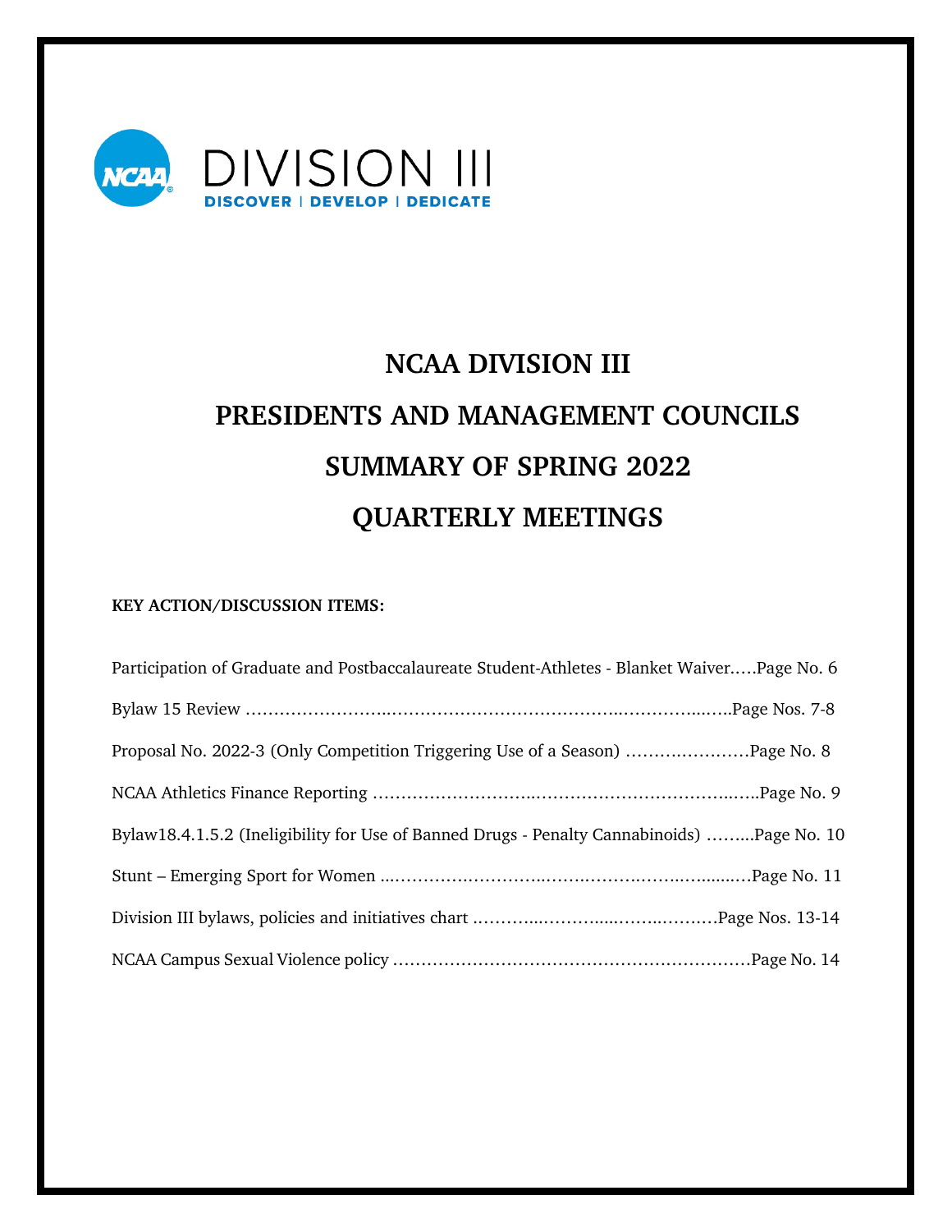DIVISION III

DISCOVER | DEVELOP | DEDICATE

# NCAA DIVISION III
# PRESIDENTS AND MANAGEMENT COUNCILS
# SUMMARY OF SPRING 2022
# QUARTERLY MEETINGS

**KEY ACTION/DISCUSSION ITEMS:**

Participation of Graduate and Postbaccalaureate Student-Athletes - Blanket Waiver…..Page No. 6

Bylaw 15 Review ……………………..……………………………………..…………...…..Page Nos. 7-8

Proposal No. 2022-3 (Only Competition Triggering Use of a Season) ………….………Page No. 8

NCAA Athletics Finance Reporting ………………………..………………………………..…..Page No. 9

Bylaw18.4.1.5.2 (Ineligibility for Use of Banned Drugs - Penalty Cannabinoids) ……...Page No. 10

Stunt – Emerging Sport for Women ..………….………….…….……….…….…......…Page No. 11

Division III bylaws, policies and initiatives chart .………...………....……..………Page Nos. 13-14

NCAA Campus Sexual Violence policy ………………………………………………………Page No. 14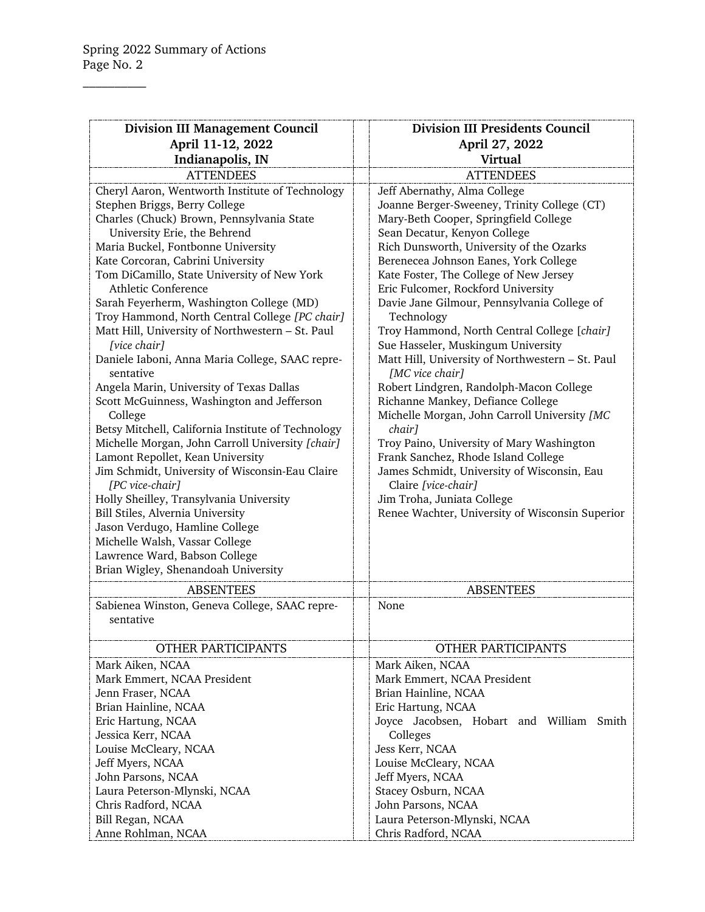| Division III Management Council<br>April 11-12, 2022<br>Indianapolis, IN | Division III Presidents Council<br>April 27, 2022<br>Virtual |
|---|---|
| ATTENDEES | ATTENDEES |
| Cheryl Aaron, Wentworth Institute of Technology<br>Stephen Briggs, Berry College<br>Charles (Chuck) Brown, Pennsylvania State University Erie, the Behrend<br>Maria Buckel, Fontbonne University<br>Kate Corcoran, Cabrini University<br>Tom DiCamillo, State University of New York Athletic Conference<br>Sarah Feyerherm, Washington College (MD)<br>Troy Hammond, North Central College *[PC chair]*<br>Matt Hill, University of Northwestern – St. Paul *[vice chair]*<br>Daniele Iaboni, Anna Maria College, SAAC representative<br>Angela Marin, University of Texas Dallas<br>Scott McGuinness, Washington and Jefferson College<br>Betsy Mitchell, California Institute of Technology<br>Michelle Morgan, John Carroll University *[chair]*<br>Lamont Repollet, Kean University<br>Jim Schmidt, University of Wisconsin-Eau Claire *[PC vice-chair]*<br>Holly Sheilley, Transylvania University<br>Bill Stiles, Alvernia University<br>Jason Verdugo, Hamline College<br>Michelle Walsh, Vassar College<br>Lawrence Ward, Babson College<br>Brian Wigley, Shenandoah University | Jeff Abernathy, Alma College<br>Joanne Berger-Sweeney, Trinity College (CT)<br>Mary-Beth Cooper, Springfield College<br>Sean Decatur, Kenyon College<br>Rich Dunsworth, University of the Ozarks<br>Berenecea Johnson Eanes, York College<br>Kate Foster, The College of New Jersey<br>Eric Fulcomer, Rockford University<br>Davie Jane Gilmour, Pennsylvania College of Technology<br>Troy Hammond, North Central College [*chair]*<br>Sue Hasseler, Muskingum University<br>Matt Hill, University of Northwestern – St. Paul *[MC vice chair]*<br>Robert Lindgren, Randolph-Macon College<br>Richanne Mankey, Defiance College<br>Michelle Morgan, John Carroll University *[MC chair]*<br>Troy Paino, University of Mary Washington<br>Frank Sanchez, Rhode Island College<br>James Schmidt, University of Wisconsin, Eau Claire *[vice-chair]*<br>Jim Troha, Juniata College<br>Renee Wachter, University of Wisconsin Superior |
| ABSENTEES | ABSENTEES |
| Sabienea Winston, Geneva College, SAAC representative | None |
| OTHER PARTICIPANTS | OTHER PARTICIPANTS |
| Mark Aiken, NCAA<br>Mark Emmert, NCAA President<br>Jenn Fraser, NCAA<br>Brian Hainline, NCAA<br>Eric Hartung, NCAA<br>Jessica Kerr, NCAA<br>Louise McCleary, NCAA<br>Jeff Myers, NCAA<br>John Parsons, NCAA<br>Laura Peterson-Mlynski, NCAA<br>Chris Radford, NCAA<br>Bill Regan, NCAA<br>Anne Rohlman, NCAA | Mark Aiken, NCAA<br>Mark Emmert, NCAA President<br>Brian Hainline, NCAA<br>Eric Hartung, NCAA<br>Joyce Jacobsen, Hobart and William Smith Colleges<br>Jess Kerr, NCAA<br>Louise McCleary, NCAA<br>Jeff Myers, NCAA<br>Stacey Osburn, NCAA<br>John Parsons, NCAA<br>Laura Peterson-Mlynski, NCAA<br>Chris Radford, NCAA |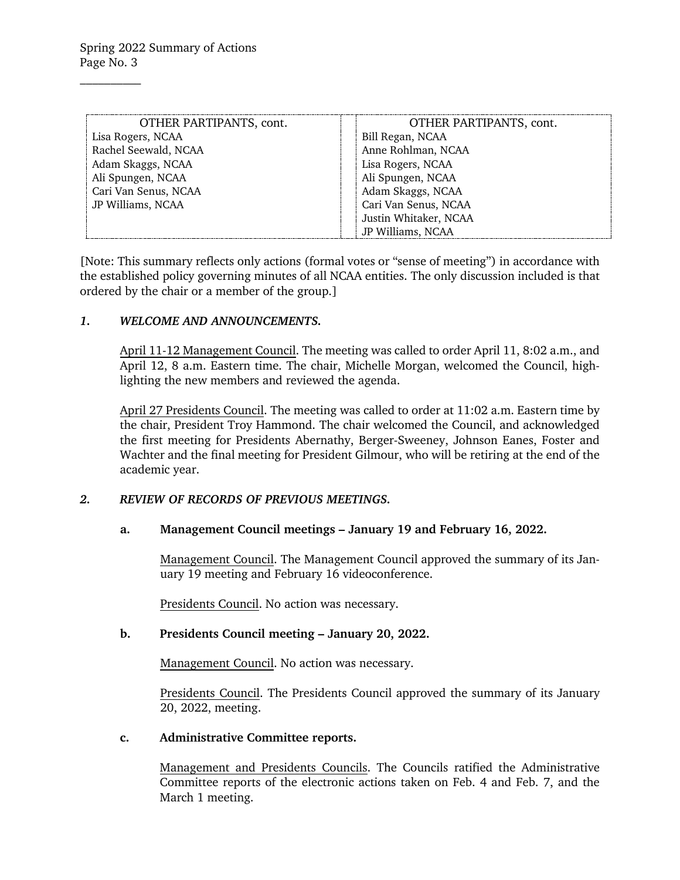| OTHER PARTIPANTS, cont. | OTHER PARTIPANTS, cont. |
|---|---|
| Lisa Rogers, NCAA | Bill Regan, NCAA |
| Rachel Seewald, NCAA | Anne Rohlman, NCAA |
| Adam Skaggs, NCAA | Lisa Rogers, NCAA |
| Ali Spungen, NCAA | Ali Spungen, NCAA |
| Cari Van Senus, NCAA | Adam Skaggs, NCAA |
| JP Williams, NCAA | Cari Van Senus, NCAA |
| | Justin Whitaker, NCAA |
| | JP Williams, NCAA |

[Note: This summary reflects only actions (formal votes or "sense of meeting") in accordance with the established policy governing minutes of all NCAA entities. The only discussion included is that ordered by the chair or a member of the group.]

## *1. WELCOME AND ANNOUNCEMENTS.*

April 11-12 Management Council. The meeting was called to order April 11, 8:02 a.m., and April 12, 8 a.m. Eastern time. The chair, Michelle Morgan, welcomed the Council, highlighting the new members and reviewed the agenda.

April 27 Presidents Council. The meeting was called to order at 11:02 a.m. Eastern time by the chair, President Troy Hammond. The chair welcomed the Council, and acknowledged the first meeting for Presidents Abernathy, Berger-Sweeney, Johnson Eanes, Foster and Wachter and the final meeting for President Gilmour, who will be retiring at the end of the academic year.

## *2. REVIEW OF RECORDS OF PREVIOUS MEETINGS.*

### a. Management Council meetings – January 19 and February 16, 2022.

Management Council. The Management Council approved the summary of its January 19 meeting and February 16 videoconference.

Presidents Council. No action was necessary.

### b. Presidents Council meeting – January 20, 2022.

Management Council. No action was necessary.

Presidents Council. The Presidents Council approved the summary of its January 20, 2022, meeting.

### c. Administrative Committee reports.

Management and Presidents Councils. The Councils ratified the Administrative Committee reports of the electronic actions taken on Feb. 4 and Feb. 7, and the March 1 meeting.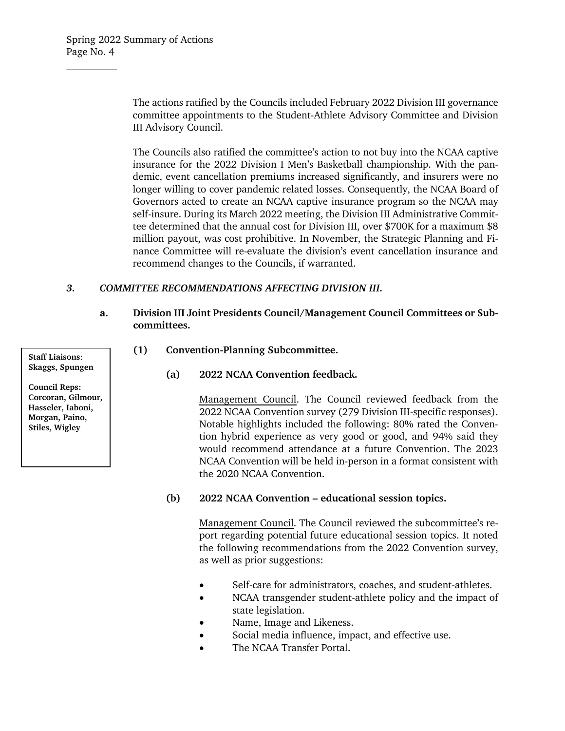The actions ratified by the Councils included February 2022 Division III governance committee appointments to the Student-Athlete Advisory Committee and Division III Advisory Council.

The Councils also ratified the committee's action to not buy into the NCAA captive insurance for the 2022 Division I Men's Basketball championship. With the pandemic, event cancellation premiums increased significantly, and insurers were no longer willing to cover pandemic related losses. Consequently, the NCAA Board of Governors acted to create an NCAA captive insurance program so the NCAA may self-insure. During its March 2022 meeting, the Division III Administrative Committee determined that the annual cost for Division III, over $700K for a maximum $8 million payout, was cost prohibitive. In November, the Strategic Planning and Finance Committee will re-evaluate the division's event cancellation insurance and recommend changes to the Councils, if warranted.

### 3. *COMMITTEE RECOMMENDATIONS AFFECTING DIVISION III.*

#### a. Division III Joint Presidents Council/Management Council Committees or Subcommittees.

**Staff Liaisons**: **Skaggs, Spungen**

**Council Reps: Corcoran, Gilmour, Hasseler, Iaboni, Morgan, Paino, Stiles, Wigley**

##### (1) Convention-Planning Subcommittee.

**(a) 2022 NCAA Convention feedback.**

Management Council. The Council reviewed feedback from the 2022 NCAA Convention survey (279 Division III-specific responses). Notable highlights included the following: 80% rated the Convention hybrid experience as very good or good, and 94% said they would recommend attendance at a future Convention. The 2023 NCAA Convention will be held in-person in a format consistent with the 2020 NCAA Convention.

**(b) 2022 NCAA Convention – educational session topics.**

Management Council. The Council reviewed the subcommittee's report regarding potential future educational session topics. It noted the following recommendations from the 2022 Convention survey, as well as prior suggestions:

- Self-care for administrators, coaches, and student-athletes.
- NCAA transgender student-athlete policy and the impact of state legislation.
- Name, Image and Likeness.
- Social media influence, impact, and effective use.
- The NCAA Transfer Portal.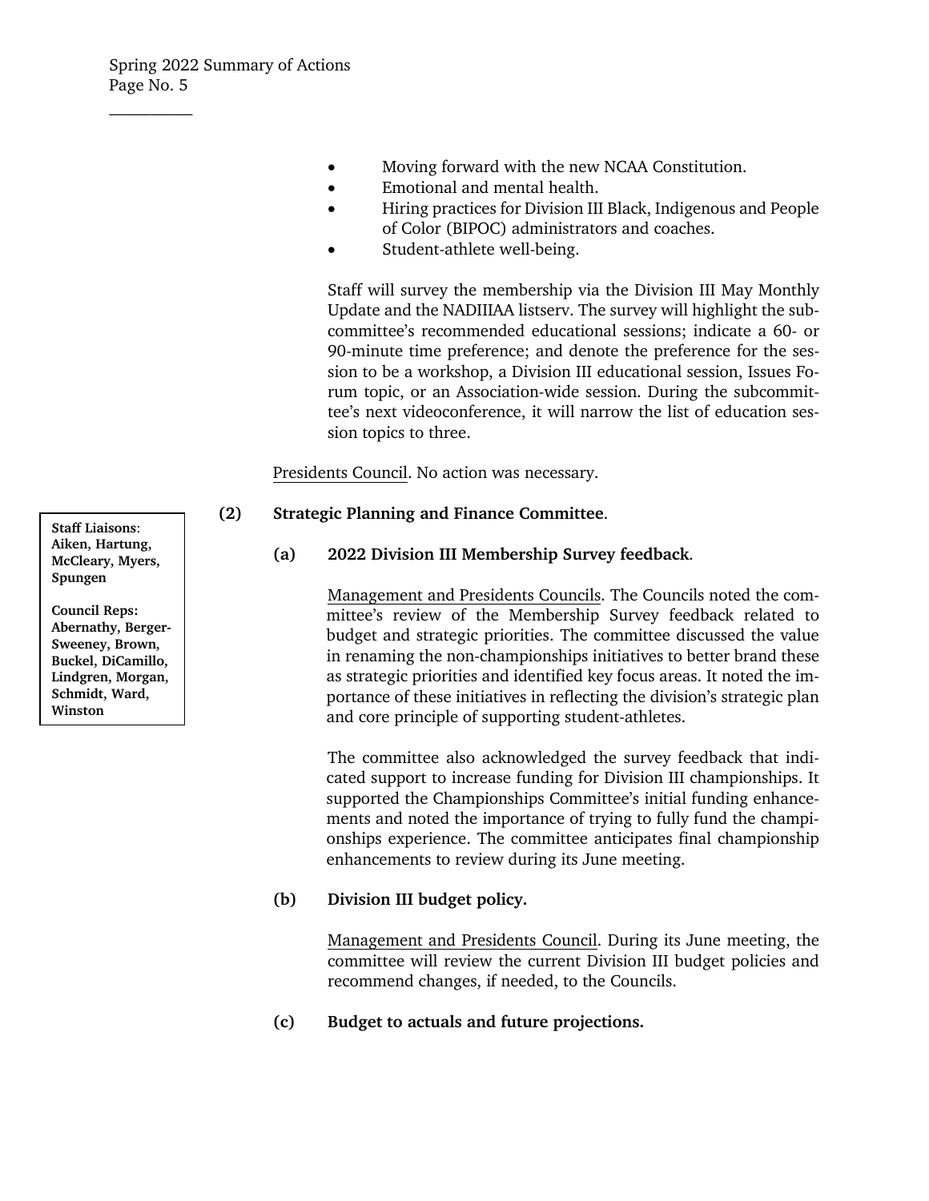- Moving forward with the new NCAA Constitution.
- Emotional and mental health.
- Hiring practices for Division III Black, Indigenous and People of Color (BIPOC) administrators and coaches.
- Student-athlete well-being.

Staff will survey the membership via the Division III May Monthly Update and the NADIIIAA listserv. The survey will highlight the subcommittee's recommended educational sessions; indicate a 60- or 90-minute time preference; and denote the preference for the session to be a workshop, a Division III educational session, Issues Forum topic, or an Association-wide session. During the subcommittee's next videoconference, it will narrow the list of education session topics to three.

Presidents Council. No action was necessary.

**Staff Liaisons: Aiken, Hartung, McCleary, Myers, Spungen**

**Council Reps: Abernathy, Berger-Sweeney, Brown, Buckel, DiCamillo, Lindgren, Morgan, Schmidt, Ward, Winston**

**(2) Strategic Planning and Finance Committee.**

**(a) 2022 Division III Membership Survey feedback.**

Management and Presidents Councils. The Councils noted the committee's review of the Membership Survey feedback related to budget and strategic priorities. The committee discussed the value in renaming the non-championships initiatives to better brand these as strategic priorities and identified key focus areas. It noted the importance of these initiatives in reflecting the division's strategic plan and core principle of supporting student-athletes.

The committee also acknowledged the survey feedback that indicated support to increase funding for Division III championships. It supported the Championships Committee's initial funding enhancements and noted the importance of trying to fully fund the championships experience. The committee anticipates final championship enhancements to review during its June meeting.

**(b) Division III budget policy.**

Management and Presidents Council. During its June meeting, the committee will review the current Division III budget policies and recommend changes, if needed, to the Councils.

**(c) Budget to actuals and future projections.**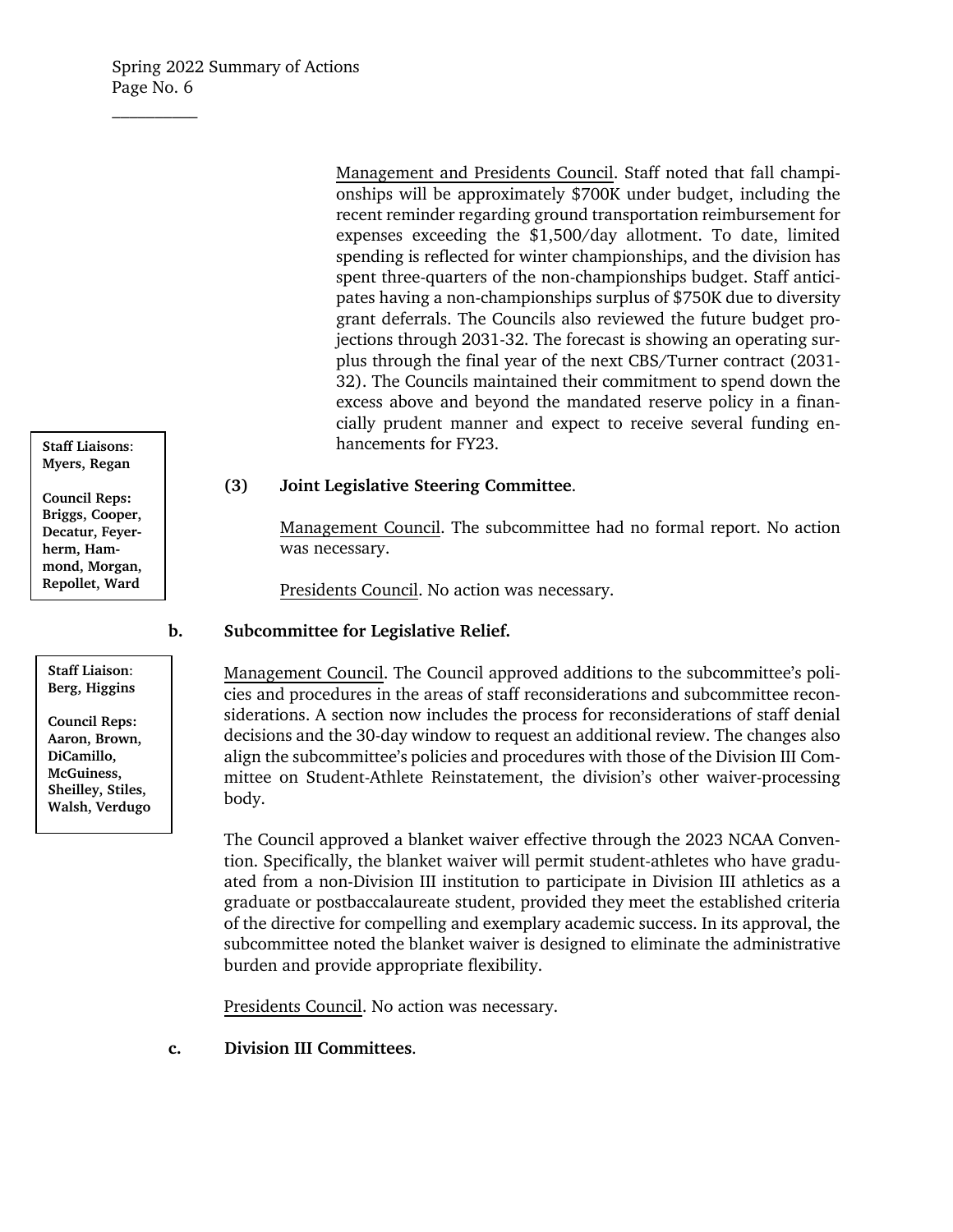Management and Presidents Council. Staff noted that fall championships will be approximately $700K under budget, including the recent reminder regarding ground transportation reimbursement for expenses exceeding the $1,500/day allotment. To date, limited spending is reflected for winter championships, and the division has spent three-quarters of the non-championships budget. Staff anticipates having a non-championships surplus of $750K due to diversity grant deferrals. The Councils also reviewed the future budget projections through 2031-32. The forecast is showing an operating surplus through the final year of the next CBS/Turner contract (2031-32). The Councils maintained their commitment to spend down the excess above and beyond the mandated reserve policy in a financially prudent manner and expect to receive several funding enhancements for FY23.

**Staff Liaisons**: **Myers, Regan**

**Council Reps: Briggs, Cooper, Decatur, Feyerherm, Hammond, Morgan, Repollet, Ward**

**(3) Joint Legislative Steering Committee**.

Management Council. The subcommittee had no formal report. No action was necessary.

Presidents Council. No action was necessary.

**b. Subcommittee for Legislative Relief.**

**Staff Liaison**: **Berg, Higgins**

**Council Reps: Aaron, Brown, DiCamillo, McGuiness, Sheilley, Stiles, Walsh, Verdugo**

Management Council. The Council approved additions to the subcommittee's policies and procedures in the areas of staff reconsiderations and subcommittee reconsiderations. A section now includes the process for reconsiderations of staff denial decisions and the 30-day window to request an additional review. The changes also align the subcommittee's policies and procedures with those of the Division III Committee on Student-Athlete Reinstatement, the division's other waiver-processing body.

The Council approved a blanket waiver effective through the 2023 NCAA Convention. Specifically, the blanket waiver will permit student-athletes who have graduated from a non-Division III institution to participate in Division III athletics as a graduate or postbaccalaureate student, provided they meet the established criteria of the directive for compelling and exemplary academic success. In its approval, the subcommittee noted the blanket waiver is designed to eliminate the administrative burden and provide appropriate flexibility.

Presidents Council. No action was necessary.

**c. Division III Committees**.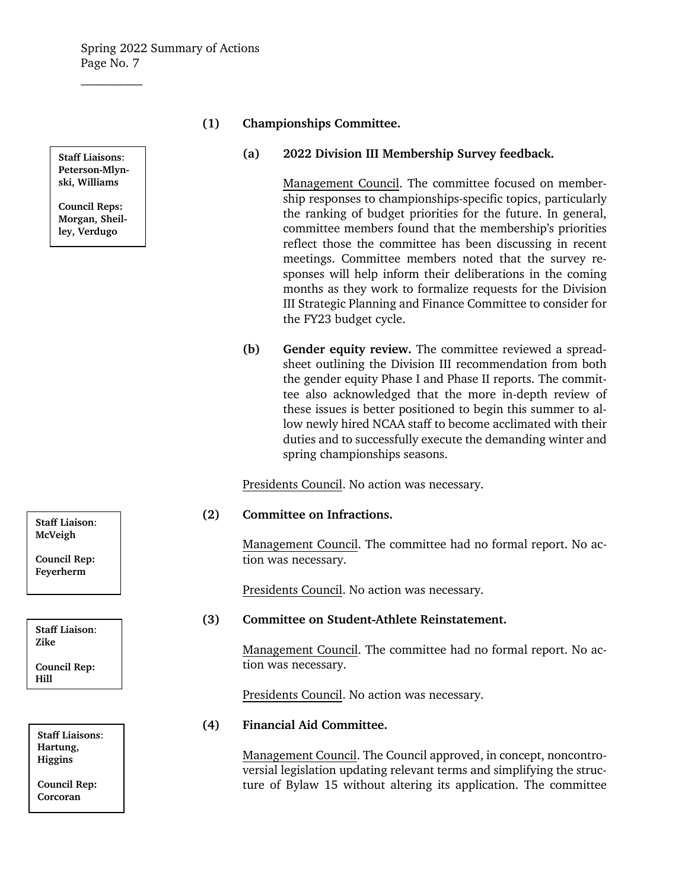**Staff Liaisons**: Peterson-Mlynski, Williams

**Council Reps: Morgan, Sheilley, Verdugo**

**(1) Championships Committee.**

**(a) 2022 Division III Membership Survey feedback.**

Management Council. The committee focused on membership responses to championships-specific topics, particularly the ranking of budget priorities for the future. In general, committee members found that the membership's priorities reflect those the committee has been discussing in recent meetings. Committee members noted that the survey responses will help inform their deliberations in the coming months as they work to formalize requests for the Division III Strategic Planning and Finance Committee to consider for the FY23 budget cycle.

**(b) Gender equity review.** The committee reviewed a spreadsheet outlining the Division III recommendation from both the gender equity Phase I and Phase II reports. The committee also acknowledged that the more in-depth review of these issues is better positioned to begin this summer to allow newly hired NCAA staff to become acclimated with their duties and to successfully execute the demanding winter and spring championships seasons.

Presidents Council. No action was necessary.

**Staff Liaison**: McVeigh

**Council Rep: Feyerherm**

**(2) Committee on Infractions.**

Management Council. The committee had no formal report. No action was necessary.

Presidents Council. No action was necessary.

**Staff Liaison**: Zike

**Council Rep: Hill**

**(3) Committee on Student-Athlete Reinstatement.**

Management Council. The committee had no formal report. No action was necessary.

Presidents Council. No action was necessary.

**Staff Liaisons**: Hartung, Higgins

**Council Rep: Corcoran**

**(4) Financial Aid Committee.**

Management Council. The Council approved, in concept, noncontroversial legislation updating relevant terms and simplifying the structure of Bylaw 15 without altering its application. The committee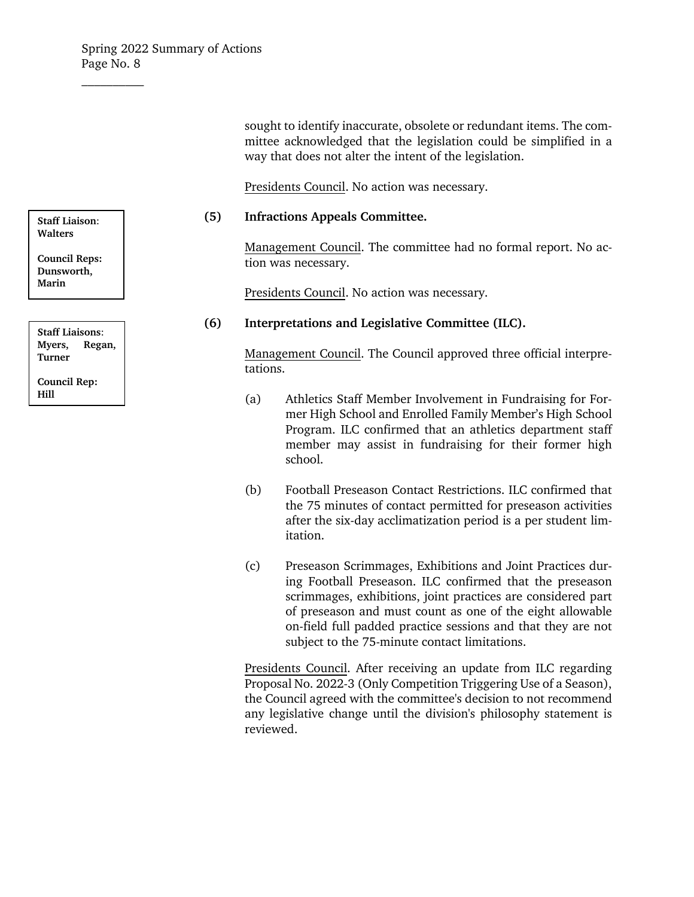sought to identify inaccurate, obsolete or redundant items. The committee acknowledged that the legislation could be simplified in a way that does not alter the intent of the legislation.

Presidents Council. No action was necessary.

**Staff Liaison**: **Walters**

**Council Reps: Dunsworth, Marin**

**(5) Infractions Appeals Committee.**

Management Council. The committee had no formal report. No action was necessary.

Presidents Council. No action was necessary.

**Staff Liaisons**: **Myers, Regan, Turner**

**Council Rep: Hill**

**(6) Interpretations and Legislative Committee (ILC).**

Management Council. The Council approved three official interpretations.

(a) Athletics Staff Member Involvement in Fundraising for Former High School and Enrolled Family Member's High School Program. ILC confirmed that an athletics department staff member may assist in fundraising for their former high school.

(b) Football Preseason Contact Restrictions. ILC confirmed that the 75 minutes of contact permitted for preseason activities after the six-day acclimatization period is a per student limitation.

(c) Preseason Scrimmages, Exhibitions and Joint Practices during Football Preseason. ILC confirmed that the preseason scrimmages, exhibitions, joint practices are considered part of preseason and must count as one of the eight allowable on-field full padded practice sessions and that they are not subject to the 75-minute contact limitations.

Presidents Council. After receiving an update from ILC regarding Proposal No. 2022-3 (Only Competition Triggering Use of a Season), the Council agreed with the committee's decision to not recommend any legislative change until the division's philosophy statement is reviewed.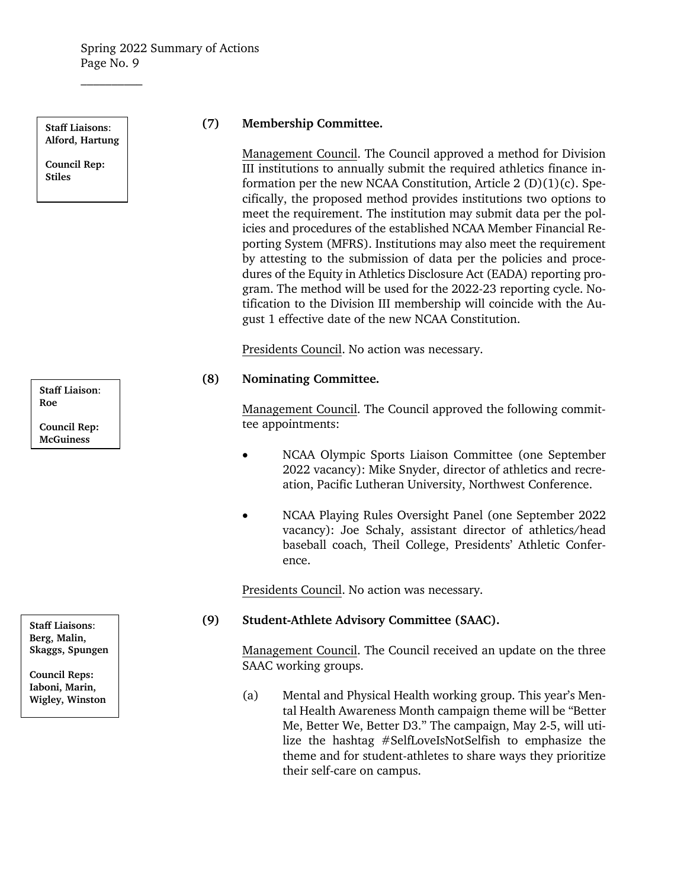**Staff Liaisons**: **Alford, Hartung**

**Council Rep: Stiles**

**(7) Membership Committee.**

Management Council. The Council approved a method for Division III institutions to annually submit the required athletics finance information per the new NCAA Constitution, Article 2 (D)(1)(c). Specifically, the proposed method provides institutions two options to meet the requirement. The institution may submit data per the policies and procedures of the established NCAA Member Financial Reporting System (MFRS). Institutions may also meet the requirement by attesting to the submission of data per the policies and procedures of the Equity in Athletics Disclosure Act (EADA) reporting program. The method will be used for the 2022-23 reporting cycle. Notification to the Division III membership will coincide with the August 1 effective date of the new NCAA Constitution.

Presidents Council. No action was necessary.

**Staff Liaison**: **Roe**

**Council Rep: McGuiness**

**(8) Nominating Committee.**

Management Council. The Council approved the following committee appointments:

- NCAA Olympic Sports Liaison Committee (one September 2022 vacancy): Mike Snyder, director of athletics and recreation, Pacific Lutheran University, Northwest Conference.
- NCAA Playing Rules Oversight Panel (one September 2022 vacancy): Joe Schaly, assistant director of athletics/head baseball coach, Theil College, Presidents' Athletic Conference.

Presidents Council. No action was necessary.

**Staff Liaisons**: **Berg, Malin, Skaggs, Spungen**

**Council Reps: Iaboni, Marin, Wigley, Winston**

**(9) Student-Athlete Advisory Committee (SAAC).**

Management Council. The Council received an update on the three SAAC working groups.

(a) Mental and Physical Health working group. This year's Mental Health Awareness Month campaign theme will be "Better Me, Better We, Better D3." The campaign, May 2-5, will utilize the hashtag #SelfLoveIsNotSelfish to emphasize the theme and for student-athletes to share ways they prioritize their self-care on campus.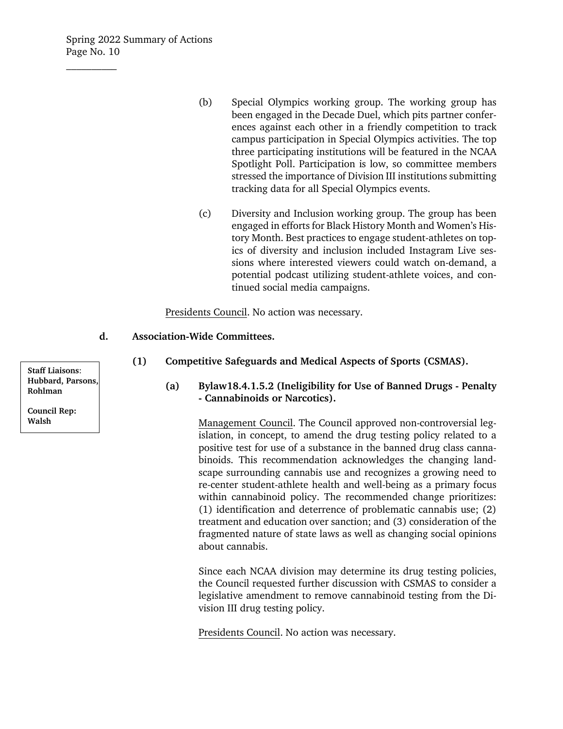(b) Special Olympics working group. The working group has been engaged in the Decade Duel, which pits partner conferences against each other in a friendly competition to track campus participation in Special Olympics activities. The top three participating institutions will be featured in the NCAA Spotlight Poll. Participation is low, so committee members stressed the importance of Division III institutions submitting tracking data for all Special Olympics events.

(c) Diversity and Inclusion working group. The group has been engaged in efforts for Black History Month and Women's History Month. Best practices to engage student-athletes on topics of diversity and inclusion included Instagram Live sessions where interested viewers could watch on-demand, a potential podcast utilizing student-athlete voices, and continued social media campaigns.

Presidents Council. No action was necessary.

**d. Association-Wide Committees.**

**(1) Competitive Safeguards and Medical Aspects of Sports (CSMAS).**

**Staff Liaisons**: Hubbard, Parsons, Rohlman

**Council Rep**: Walsh

**(a) Bylaw18.4.1.5.2 (Ineligibility for Use of Banned Drugs - Penalty - Cannabinoids or Narcotics).**

Management Council. The Council approved non-controversial legislation, in concept, to amend the drug testing policy related to a positive test for use of a substance in the banned drug class cannabinoids. This recommendation acknowledges the changing landscape surrounding cannabis use and recognizes a growing need to re-center student-athlete health and well-being as a primary focus within cannabinoid policy. The recommended change prioritizes: (1) identification and deterrence of problematic cannabis use; (2) treatment and education over sanction; and (3) consideration of the fragmented nature of state laws as well as changing social opinions about cannabis.

Since each NCAA division may determine its drug testing policies, the Council requested further discussion with CSMAS to consider a legislative amendment to remove cannabinoid testing from the Division III drug testing policy.

Presidents Council. No action was necessary.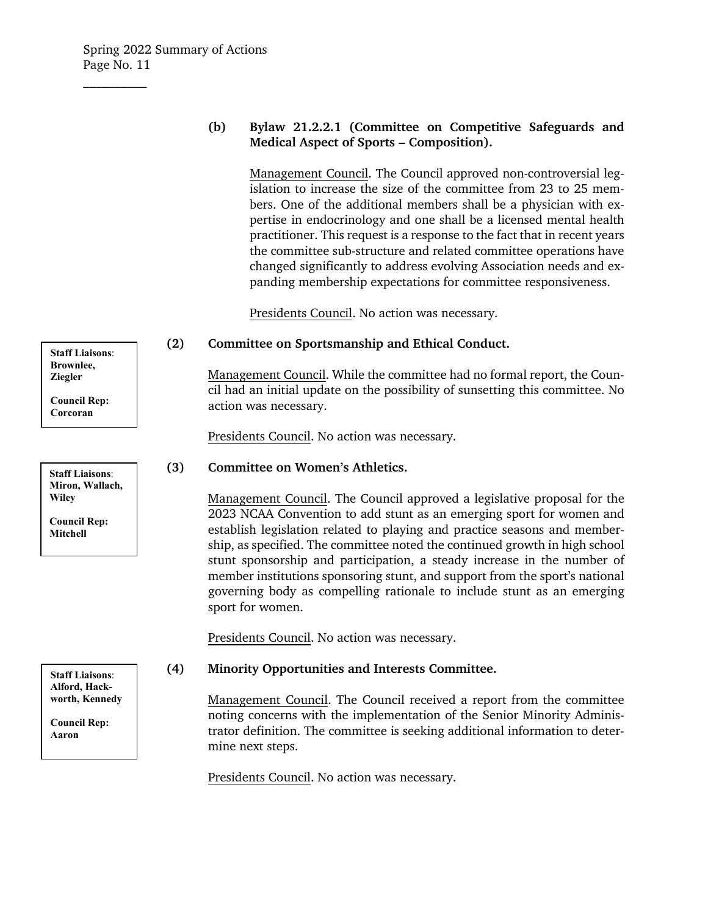**(b) Bylaw 21.2.2.1 (Committee on Competitive Safeguards and Medical Aspect of Sports – Composition).**

Management Council. The Council approved non-controversial legislation to increase the size of the committee from 23 to 25 members. One of the additional members shall be a physician with expertise in endocrinology and one shall be a licensed mental health practitioner. This request is a response to the fact that in recent years the committee sub-structure and related committee operations have changed significantly to address evolving Association needs and expanding membership expectations for committee responsiveness.

Presidents Council. No action was necessary.

**Staff Liaisons**: **Brownlee, Ziegler**

**Council Rep: Corcoran**

**(2) Committee on Sportsmanship and Ethical Conduct.**

Management Council. While the committee had no formal report, the Council had an initial update on the possibility of sunsetting this committee. No action was necessary.

Presidents Council. No action was necessary.

**Staff Liaisons**: **Miron, Wallach, Wiley**

**Council Rep: Mitchell**

**(3) Committee on Women's Athletics.**

Management Council. The Council approved a legislative proposal for the 2023 NCAA Convention to add stunt as an emerging sport for women and establish legislation related to playing and practice seasons and membership, as specified. The committee noted the continued growth in high school stunt sponsorship and participation, a steady increase in the number of member institutions sponsoring stunt, and support from the sport's national governing body as compelling rationale to include stunt as an emerging sport for women.

Presidents Council. No action was necessary.

**Staff Liaisons**: **Alford, Hackworth, Kennedy**

**Council Rep: Aaron**

**(4) Minority Opportunities and Interests Committee.**

Management Council. The Council received a report from the committee noting concerns with the implementation of the Senior Minority Administrator definition. The committee is seeking additional information to determine next steps.

Presidents Council. No action was necessary.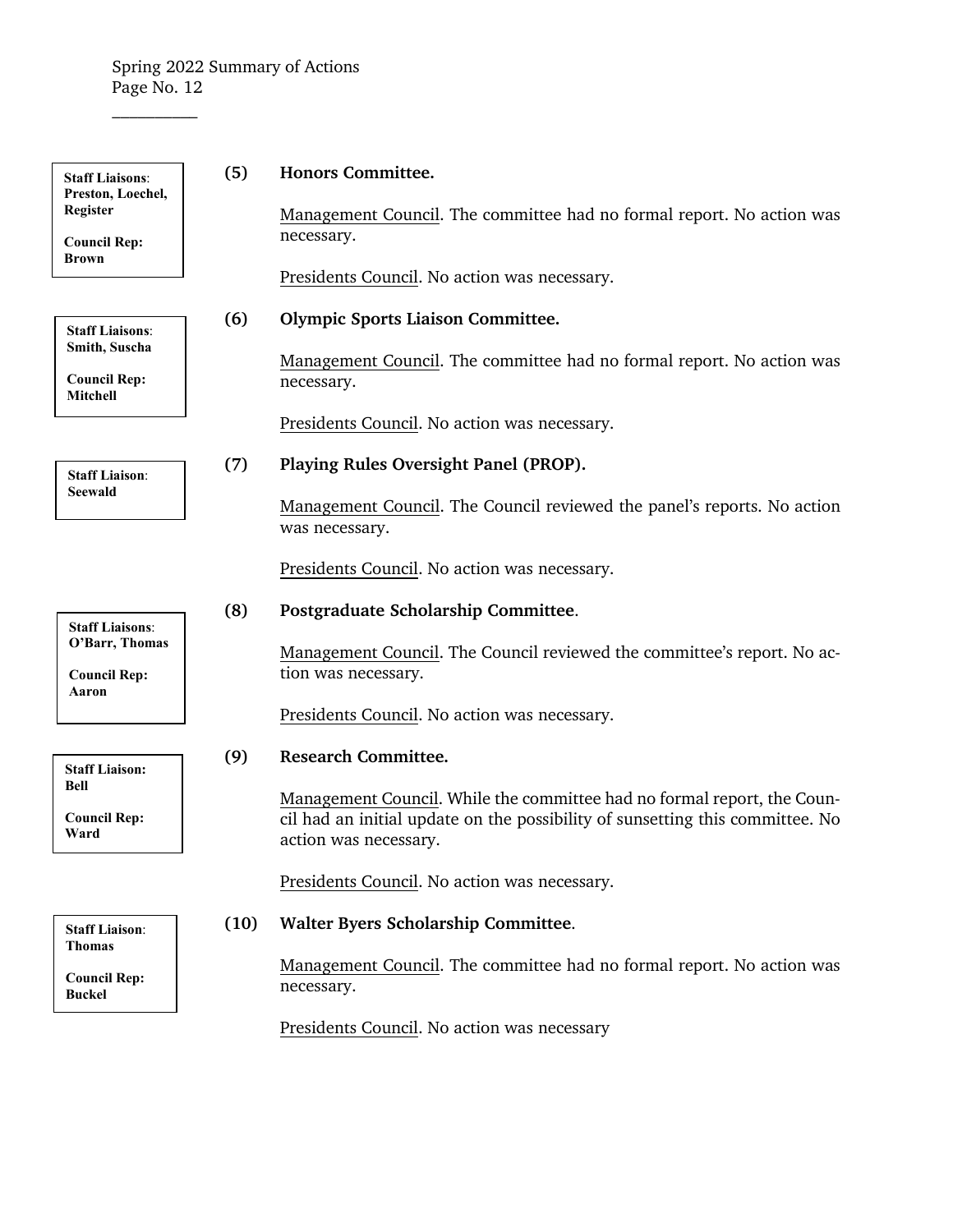**Staff Liaisons**: Preston, Loechel, Register

**Council Rep:** Brown

**(5) Honors Committee.**

Management Council. The committee had no formal report. No action was necessary.

Presidents Council. No action was necessary.

**Staff Liaisons**: Smith, Suscha

**Council Rep:** Mitchell

**(6) Olympic Sports Liaison Committee.**

Management Council. The committee had no formal report. No action was necessary.

Presidents Council. No action was necessary.

**Staff Liaison**: Seewald

**(7) Playing Rules Oversight Panel (PROP).**

Management Council. The Council reviewed the panel's reports. No action was necessary.

Presidents Council. No action was necessary.

**Staff Liaisons**: O'Barr, Thomas

**Council Rep:** Aaron

**(8) Postgraduate Scholarship Committee**.

Management Council. The Council reviewed the committee's report. No action was necessary.

Presidents Council. No action was necessary.

**Staff Liaison:** Bell

**Council Rep:** Ward

**(9) Research Committee.**

Management Council. While the committee had no formal report, the Council had an initial update on the possibility of sunsetting this committee. No action was necessary.

Presidents Council. No action was necessary.

**Staff Liaison**: Thomas

**Council Rep:** Buckel

**(10) Walter Byers Scholarship Committee**.

Management Council. The committee had no formal report. No action was necessary.

Presidents Council. No action was necessary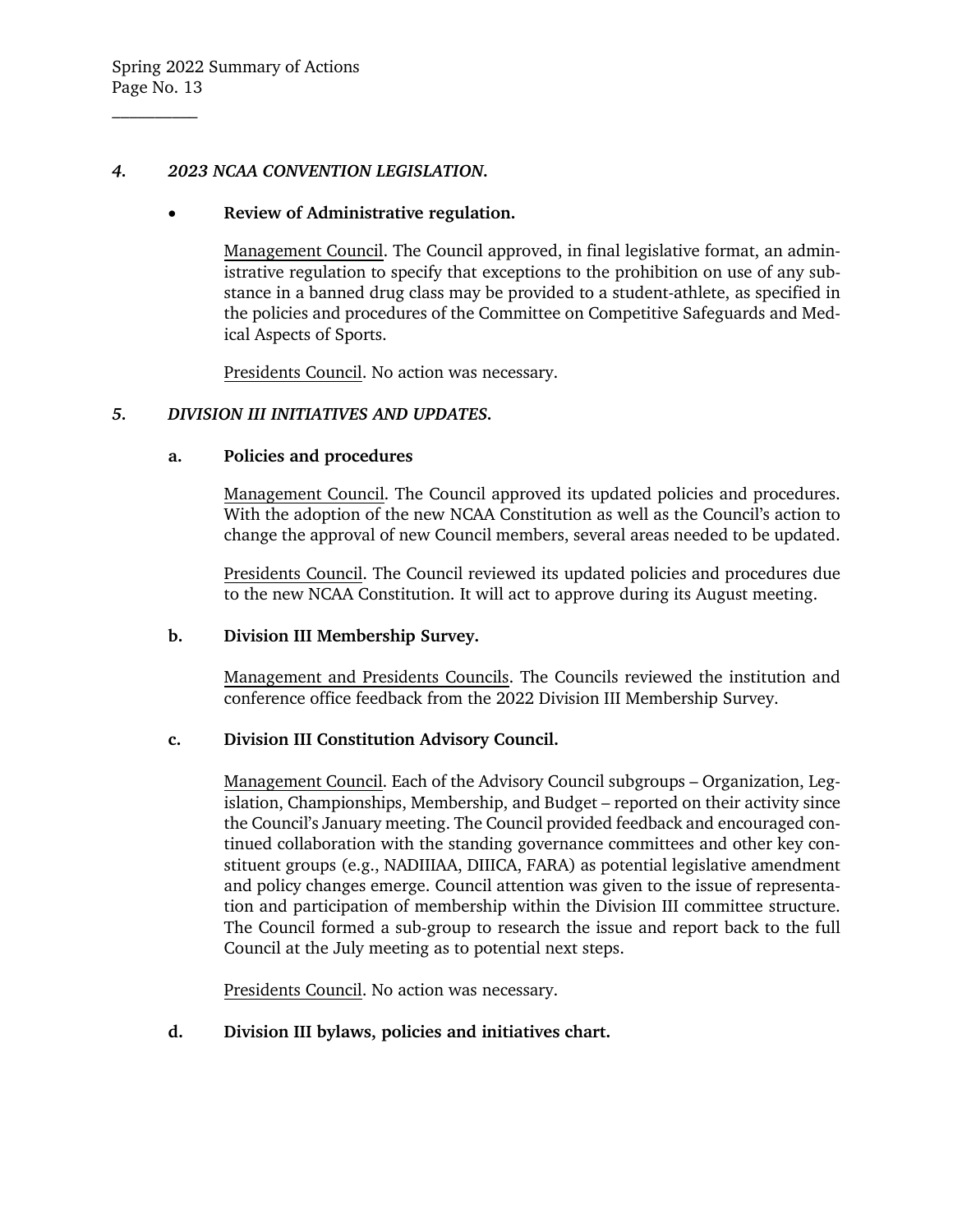## *4. 2023 NCAA CONVENTION LEGISLATION.*

- **Review of Administrative regulation.**

  Management Council. The Council approved, in final legislative format, an administrative regulation to specify that exceptions to the prohibition on use of any substance in a banned drug class may be provided to a student-athlete, as specified in the policies and procedures of the Committee on Competitive Safeguards and Medical Aspects of Sports.

  Presidents Council. No action was necessary.

## *5. DIVISION III INITIATIVES AND UPDATES.*

### a. Policies and procedures

Management Council. The Council approved its updated policies and procedures. With the adoption of the new NCAA Constitution as well as the Council's action to change the approval of new Council members, several areas needed to be updated.

Presidents Council. The Council reviewed its updated policies and procedures due to the new NCAA Constitution. It will act to approve during its August meeting.

### b. Division III Membership Survey.

Management and Presidents Councils. The Councils reviewed the institution and conference office feedback from the 2022 Division III Membership Survey.

### c. Division III Constitution Advisory Council.

Management Council. Each of the Advisory Council subgroups – Organization, Legislation, Championships, Membership, and Budget – reported on their activity since the Council's January meeting. The Council provided feedback and encouraged continued collaboration with the standing governance committees and other key constituent groups (e.g., NADIIIAA, DIIICA, FARA) as potential legislative amendment and policy changes emerge. Council attention was given to the issue of representation and participation of membership within the Division III committee structure. The Council formed a sub-group to research the issue and report back to the full Council at the July meeting as to potential next steps.

Presidents Council. No action was necessary.

### d. Division III bylaws, policies and initiatives chart.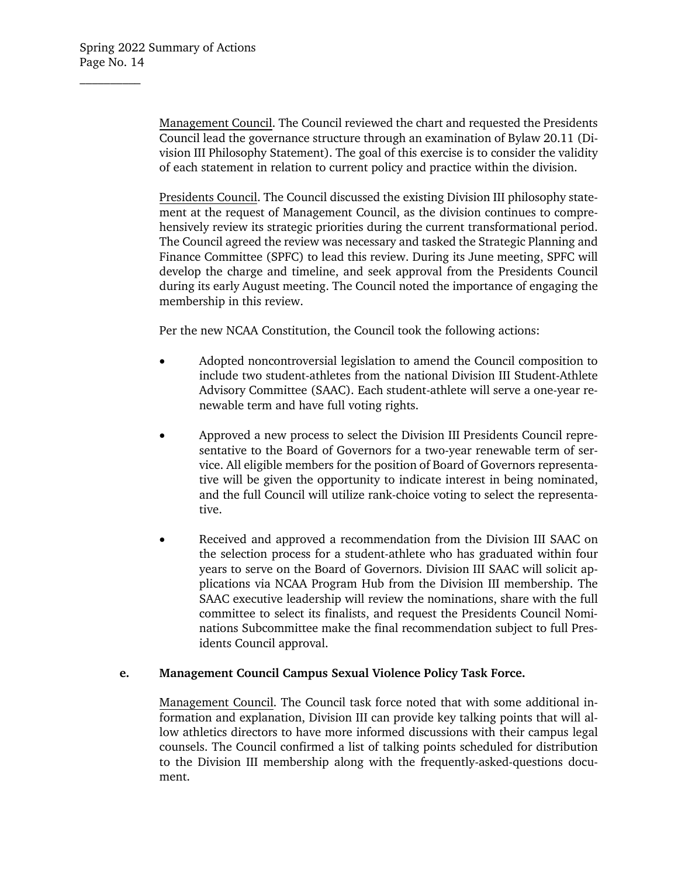Management Council. The Council reviewed the chart and requested the Presidents Council lead the governance structure through an examination of Bylaw 20.11 (Division III Philosophy Statement). The goal of this exercise is to consider the validity of each statement in relation to current policy and practice within the division.

Presidents Council. The Council discussed the existing Division III philosophy statement at the request of Management Council, as the division continues to comprehensively review its strategic priorities during the current transformational period. The Council agreed the review was necessary and tasked the Strategic Planning and Finance Committee (SPFC) to lead this review. During its June meeting, SPFC will develop the charge and timeline, and seek approval from the Presidents Council during its early August meeting. The Council noted the importance of engaging the membership in this review.

Per the new NCAA Constitution, the Council took the following actions:

- Adopted noncontroversial legislation to amend the Council composition to include two student-athletes from the national Division III Student-Athlete Advisory Committee (SAAC). Each student-athlete will serve a one-year renewable term and have full voting rights.

- Approved a new process to select the Division III Presidents Council representative to the Board of Governors for a two-year renewable term of service. All eligible members for the position of Board of Governors representative will be given the opportunity to indicate interest in being nominated, and the full Council will utilize rank-choice voting to select the representative.

- Received and approved a recommendation from the Division III SAAC on the selection process for a student-athlete who has graduated within four years to serve on the Board of Governors. Division III SAAC will solicit applications via NCAA Program Hub from the Division III membership. The SAAC executive leadership will review the nominations, share with the full committee to select its finalists, and request the Presidents Council Nominations Subcommittee make the final recommendation subject to full Presidents Council approval.

**e. Management Council Campus Sexual Violence Policy Task Force.**

Management Council. The Council task force noted that with some additional information and explanation, Division III can provide key talking points that will allow athletics directors to have more informed discussions with their campus legal counsels. The Council confirmed a list of talking points scheduled for distribution to the Division III membership along with the frequently-asked-questions document.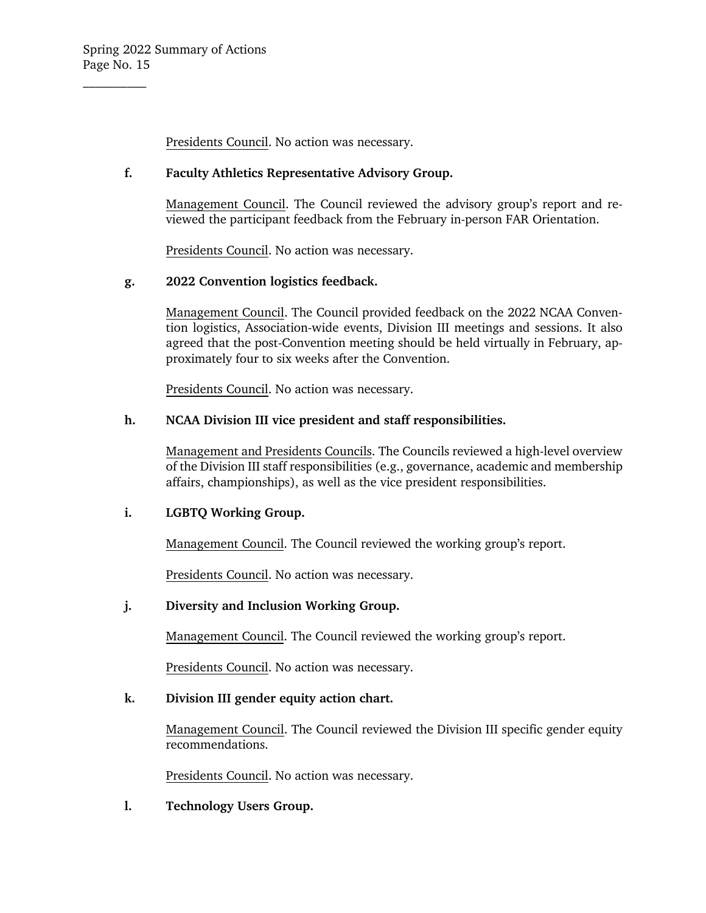Presidents Council. No action was necessary.

**f. Faculty Athletics Representative Advisory Group.**

Management Council. The Council reviewed the advisory group's report and reviewed the participant feedback from the February in-person FAR Orientation.

Presidents Council. No action was necessary.

**g. 2022 Convention logistics feedback.**

Management Council. The Council provided feedback on the 2022 NCAA Convention logistics, Association-wide events, Division III meetings and sessions. It also agreed that the post-Convention meeting should be held virtually in February, approximately four to six weeks after the Convention.

Presidents Council. No action was necessary.

**h. NCAA Division III vice president and staff responsibilities.**

Management and Presidents Councils. The Councils reviewed a high-level overview of the Division III staff responsibilities (e.g., governance, academic and membership affairs, championships), as well as the vice president responsibilities.

**i. LGBTQ Working Group.**

Management Council. The Council reviewed the working group's report.

Presidents Council. No action was necessary.

**j. Diversity and Inclusion Working Group.**

Management Council. The Council reviewed the working group's report.

Presidents Council. No action was necessary.

**k. Division III gender equity action chart.**

Management Council. The Council reviewed the Division III specific gender equity recommendations.

Presidents Council. No action was necessary.

**l. Technology Users Group.**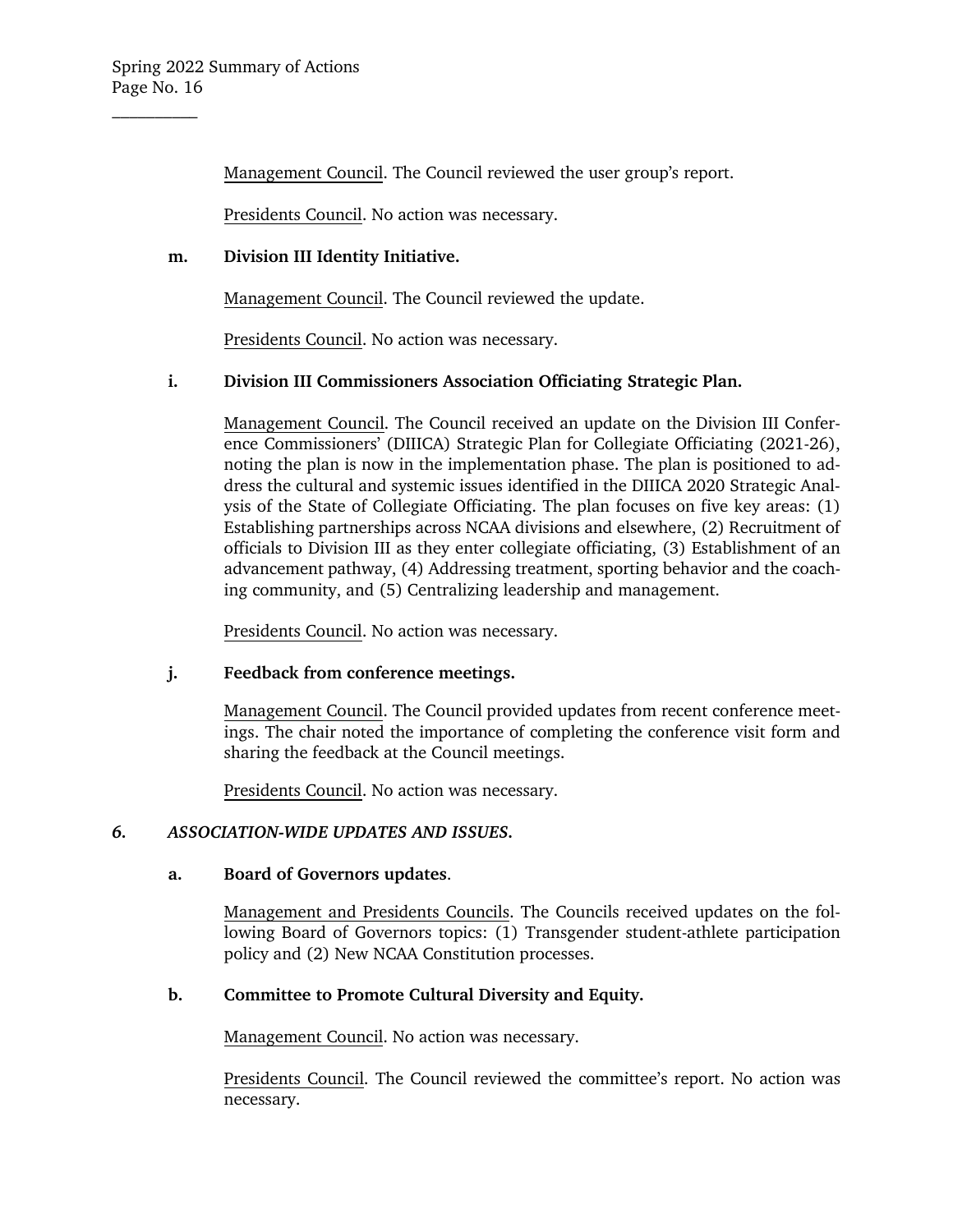Management Council. The Council reviewed the user group's report.

Presidents Council. No action was necessary.

**m. Division III Identity Initiative.**

Management Council. The Council reviewed the update.

Presidents Council. No action was necessary.

**i. Division III Commissioners Association Officiating Strategic Plan.**

Management Council. The Council received an update on the Division III Conference Commissioners' (DIIICA) Strategic Plan for Collegiate Officiating (2021-26), noting the plan is now in the implementation phase. The plan is positioned to address the cultural and systemic issues identified in the DIIICA 2020 Strategic Analysis of the State of Collegiate Officiating. The plan focuses on five key areas: (1) Establishing partnerships across NCAA divisions and elsewhere, (2) Recruitment of officials to Division III as they enter collegiate officiating, (3) Establishment of an advancement pathway, (4) Addressing treatment, sporting behavior and the coaching community, and (5) Centralizing leadership and management.

Presidents Council. No action was necessary.

**j. Feedback from conference meetings.**

Management Council. The Council provided updates from recent conference meetings. The chair noted the importance of completing the conference visit form and sharing the feedback at the Council meetings.

Presidents Council. No action was necessary.

## *6. ASSOCIATION-WIDE UPDATES AND ISSUES.*

**a. Board of Governors updates**.

Management and Presidents Councils. The Councils received updates on the following Board of Governors topics: (1) Transgender student-athlete participation policy and (2) New NCAA Constitution processes.

**b. Committee to Promote Cultural Diversity and Equity.**

Management Council. No action was necessary.

Presidents Council. The Council reviewed the committee's report. No action was necessary.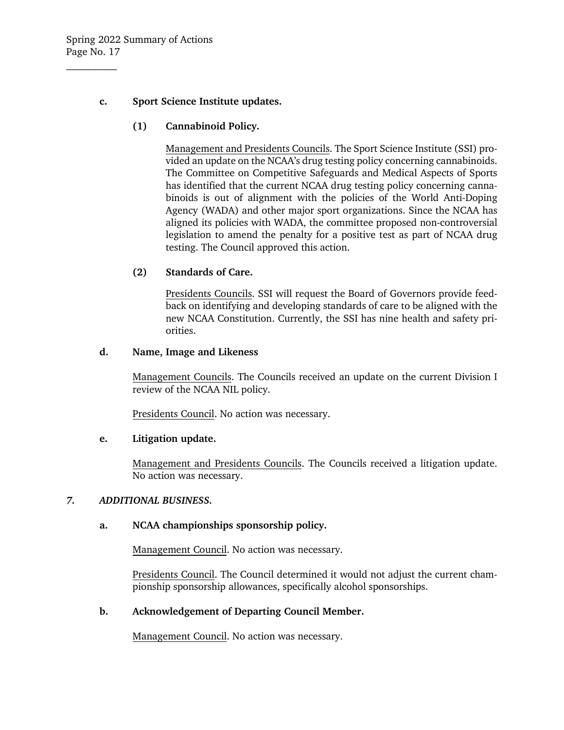**c. Sport Science Institute updates.**

**(1) Cannabinoid Policy.**

Management and Presidents Councils. The Sport Science Institute (SSI) provided an update on the NCAA's drug testing policy concerning cannabinoids. The Committee on Competitive Safeguards and Medical Aspects of Sports has identified that the current NCAA drug testing policy concerning cannabinoids is out of alignment with the policies of the World Anti-Doping Agency (WADA) and other major sport organizations. Since the NCAA has aligned its policies with WADA, the committee proposed non-controversial legislation to amend the penalty for a positive test as part of NCAA drug testing. The Council approved this action.

**(2) Standards of Care.**

Presidents Councils. SSI will request the Board of Governors provide feedback on identifying and developing standards of care to be aligned with the new NCAA Constitution. Currently, the SSI has nine health and safety priorities.

**d. Name, Image and Likeness**

Management Councils. The Councils received an update on the current Division I review of the NCAA NIL policy.

Presidents Council. No action was necessary.

**e. Litigation update.**

Management and Presidents Councils. The Councils received a litigation update. No action was necessary.

***7. ADDITIONAL BUSINESS.***

**a. NCAA championships sponsorship policy.**

Management Council. No action was necessary.

Presidents Council. The Council determined it would not adjust the current championship sponsorship allowances, specifically alcohol sponsorships.

**b. Acknowledgement of Departing Council Member.**

Management Council. No action was necessary.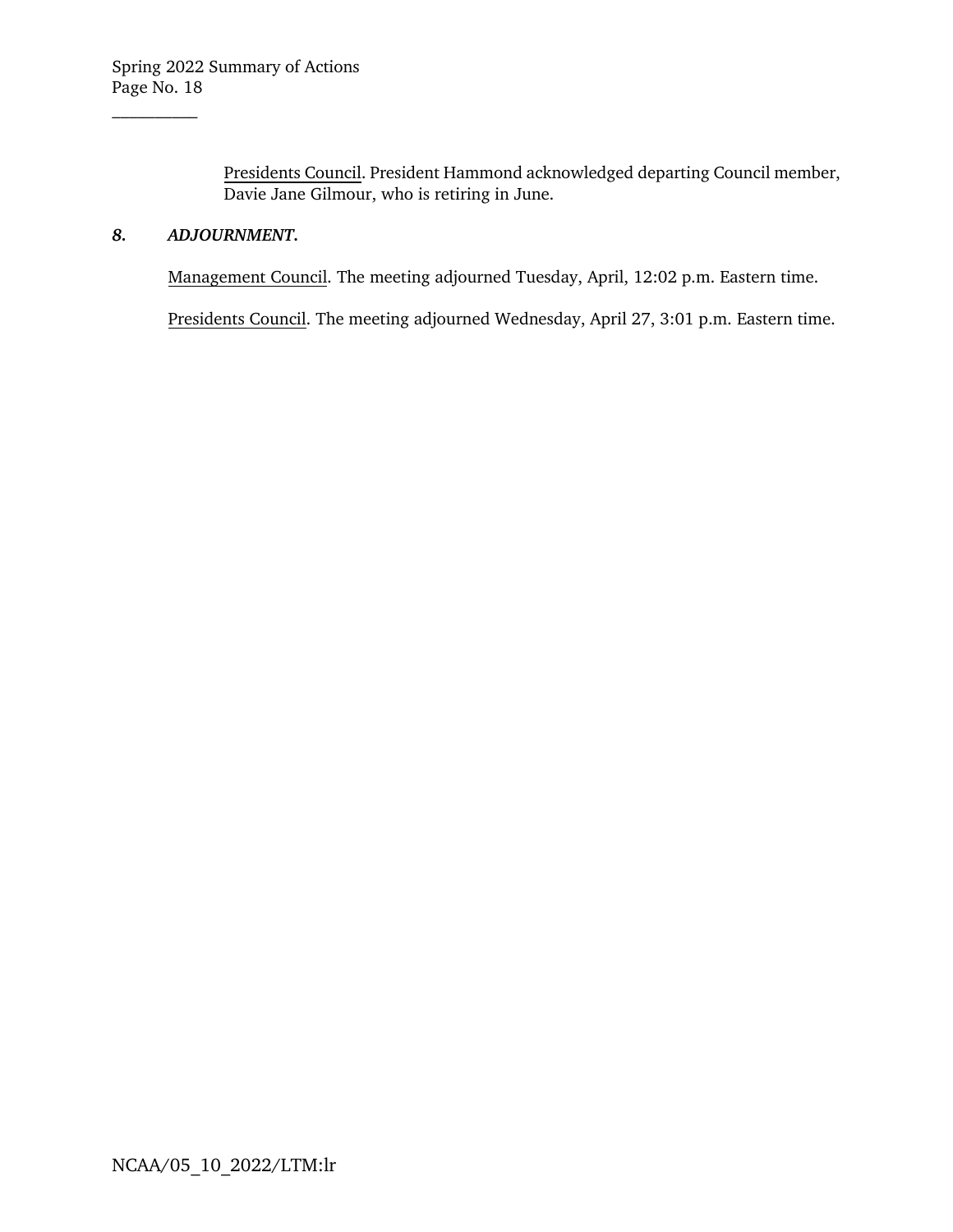Presidents Council. President Hammond acknowledged departing Council member, Davie Jane Gilmour, who is retiring in June.

***8. ADJOURNMENT.***

Management Council. The meeting adjourned Tuesday, April, 12:02 p.m. Eastern time.

Presidents Council. The meeting adjourned Wednesday, April 27, 3:01 p.m. Eastern time.

NCAA/05_10_2022/LTM:lr